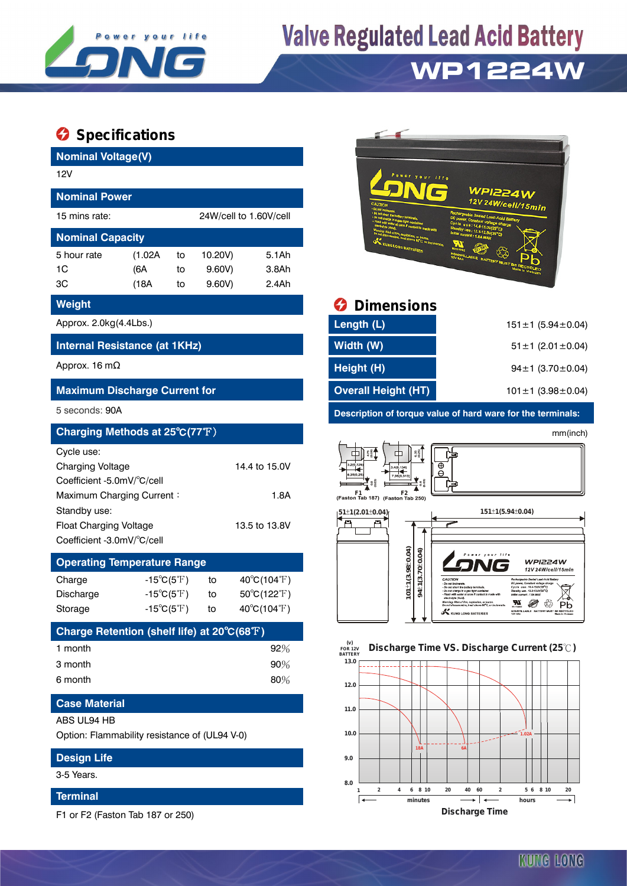# Valve Regulated Lead Acid Battery

## WP1224W

## Specifications

**Nominal Voltage(V)**

12V

**Nominal Power**

| 15 mins rate: | 24W/cell to 1.60V/cell |
|---|---|

**Nominal Capacity**

| | | | | |
|---|---|---|---|---|
| 5 hour rate | (1.02A | to | 10.20V) | 5.1Ah |
| 1C | (6A | to | 9.60V) | 3.8Ah |
| 3C | (18A | to | 9.60V) | 2.4Ah |

**Weight**

Approx. 2.0kg(4.4Lbs.)

**Internal Resistance (at 1KHz)**

Approx. 16 mΩ

**Maximum Discharge Current for**

5 seconds: 90A

**Charging Methods at 25℃(77℉)**

Cycle use:

| | |
|---|---|
| Charging Voltage | 14.4 to 15.0V |
| Coefficient -5.0mV/℃/cell | |
| Maximum Charging Current : | 1.8A |

Standby use:

| | |
|---|---|
| Float Charging Voltage | 13.5 to 13.8V |
| Coefficient -3.0mV/℃/cell | |

**Operating Temperature Range**

| | | | |
|---|---|---|---|
| Charge | -15℃(5℉) | to | 40℃(104℉) |
| Discharge | -15℃(5℉) | to | 50℃(122℉) |
| Storage | -15℃(5℉) | to | 40℃(104℉) |

**Charge Retention (shelf life) at 20℃(68℉)**

| | |
|---|---|
| 1 month | 92% |
| 3 month | 90% |
| 6 month | 80% |

**Case Material**

ABS UL94 HB

Option: Flammability resistance of (UL94 V-0)

**Design Life**

3-5 Years.

**Terminal**

F1 or F2 (Faston Tab 187 or 250)

## Dimensions

| | |
|---|---|
| Length (L) | 151±1 (5.94±0.04) |
| Width (W) | 51±1 (2.01±0.04) |
| Height (H) | 94±1 (3.70±0.04) |
| Overall Height (HT) | 101±1 (3.98±0.04) |

**Description of torque value of hard ware for the terminals:**

mm(inch)

F1 (Faston Tab 187) F2 (Faston Tab 250)

51±1(2.01±0.04) 151±1(5.94±0.04) 101±1(3.98±0.04) 94±1(3.70±0.04)

**Discharge Time VS. Discharge Current (25℃)**

(V) FOR 12V BATTERY

Discharge Time (minutes → | hours)

KUNG LONG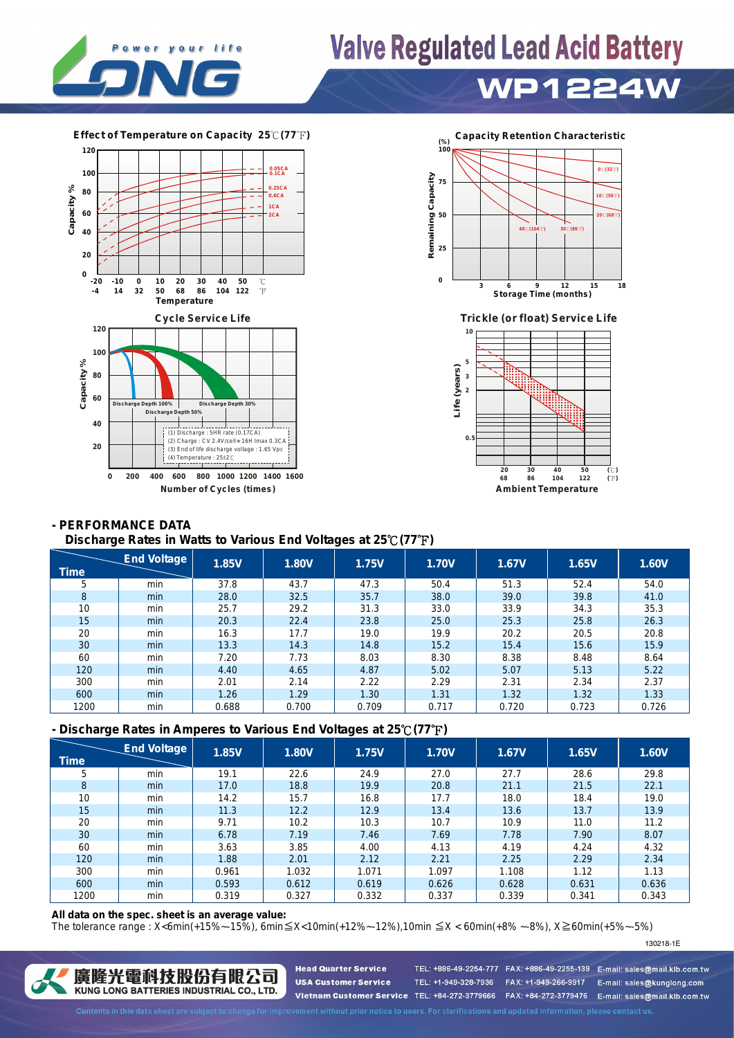# Valve Regulated Lead Acid Battery

## WP1224W

Power your life

LONG

### Effect of Temperature on Capacity 25℃(77℉)

Capacity %
120
100
80
60
40
20
0
-20 -10 0 10 20 30 40 50 ℃
-4 14 32 50 68 86 104 122 ℉
Temperature

0.05CA
0.1CA
0.25CA
0.6CA
1CA
2CA

### Capacity Retention Characteristic

(%)
Remaining Capacity
100
75
50
25
0
3 6 9 12 15 18
Storage Time (months)

0℃(32℉)
10℃(50℉)
20℃(68℉)
40℃(104℉)
30℃(86℉)

### Cycle Service Life

Capacity %
120
100
80
60
40
20
0 200 400 600 800 1000 1200 1400 1600
Number of Cycles (times)

Discharge Depth 100%
Discharge Depth 50%
Discharge Depth 30%

(1) Discharge : 5HR rate (0.17CA)
(2) Charge : CV 2.4V/cell×16H Imax 0.3CA
(3) End of life discharge voltage : 1.65 Vpc
(4) Temperature : 25±2℃

### Trickle (or float) Service Life

Life (years)
10
5
3
2
0.5
20 30 40 50 (℃)
68 86 104 122 (℉)
Ambient Temperature

## - PERFORMANCE DATA

### Discharge Rates in Watts to Various End Voltages at 25℃(77℉)

| Time (End Voltage) | | 1.85V | 1.80V | 1.75V | 1.70V | 1.67V | 1.65V | 1.60V |
|---|---|---|---|---|---|---|---|---|
| 5 | min | 37.8 | 43.7 | 47.3 | 50.4 | 51.3 | 52.4 | 54.0 |
| 8 | min | 28.0 | 32.5 | 35.7 | 38.0 | 39.0 | 39.8 | 41.0 |
| 10 | min | 25.7 | 29.2 | 31.3 | 33.0 | 33.9 | 34.3 | 35.3 |
| 15 | min | 20.3 | 22.4 | 23.8 | 25.0 | 25.3 | 25.8 | 26.3 |
| 20 | min | 16.3 | 17.7 | 19.0 | 19.9 | 20.2 | 20.5 | 20.8 |
| 30 | min | 13.3 | 14.3 | 14.8 | 15.2 | 15.4 | 15.6 | 15.9 |
| 60 | min | 7.20 | 7.73 | 8.03 | 8.30 | 8.38 | 8.48 | 8.64 |
| 120 | min | 4.40 | 4.65 | 4.87 | 5.02 | 5.07 | 5.13 | 5.22 |
| 300 | min | 2.01 | 2.14 | 2.22 | 2.29 | 2.31 | 2.34 | 2.37 |
| 600 | min | 1.26 | 1.29 | 1.30 | 1.31 | 1.32 | 1.32 | 1.33 |
| 1200 | min | 0.688 | 0.700 | 0.709 | 0.717 | 0.720 | 0.723 | 0.726 |

### - Discharge Rates in Amperes to Various End Voltages at 25℃(77℉)

| Time (End Voltage) | | 1.85V | 1.80V | 1.75V | 1.70V | 1.67V | 1.65V | 1.60V |
|---|---|---|---|---|---|---|---|---|
| 5 | min | 19.1 | 22.6 | 24.9 | 27.0 | 27.7 | 28.6 | 29.8 |
| 8 | min | 17.0 | 18.8 | 19.9 | 20.8 | 21.1 | 21.5 | 22.1 |
| 10 | min | 14.2 | 15.7 | 16.8 | 17.7 | 18.0 | 18.4 | 19.0 |
| 15 | min | 11.3 | 12.2 | 12.9 | 13.4 | 13.6 | 13.7 | 13.9 |
| 20 | min | 9.71 | 10.2 | 10.3 | 10.7 | 10.9 | 11.0 | 11.2 |
| 30 | min | 6.78 | 7.19 | 7.46 | 7.69 | 7.78 | 7.90 | 8.07 |
| 60 | min | 3.63 | 3.85 | 4.00 | 4.13 | 4.19 | 4.24 | 4.32 |
| 120 | min | 1.88 | 2.01 | 2.12 | 2.21 | 2.25 | 2.29 | 2.34 |
| 300 | min | 0.961 | 1.032 | 1.071 | 1.097 | 1.108 | 1.12 | 1.13 |
| 600 | min | 0.593 | 0.612 | 0.619 | 0.626 | 0.628 | 0.631 | 0.636 |
| 1200 | min | 0.319 | 0.327 | 0.332 | 0.337 | 0.339 | 0.341 | 0.343 |

**All data on the spec. sheet is an average value:**
The tolerance range : X<6min(+15%~15%), 6min≦X<10min(+12%~12%),10min ≦X < 60min(+8% ~8%), X≧60min(+5%~5%)

130218-1E

廣隆光電科技股份有限公司
KUNG LONG BATTERIES INDUSTRIAL CO., LTD.

| | | | |
|---|---|---|---|
| Head Quarter Service | TEL: +886-49-2254-777 | FAX: +886-49-2255-139 | E-mail: sales@mail.klb.com.tw |
| USA Customer Service | TEL: +1-949-328-7936 | FAX: +1-949-266-9917 | E-mail: sales@kunglong.com |
| Vietnam Customer Service | TEL: +84-272-3779666 | FAX: +84-272-3779476 | E-mail: sales@mail.klb.com.tw |

Contents in this data sheet are subject to change for improvement without prior notice to users. For clarifications and updated information, please contact us.